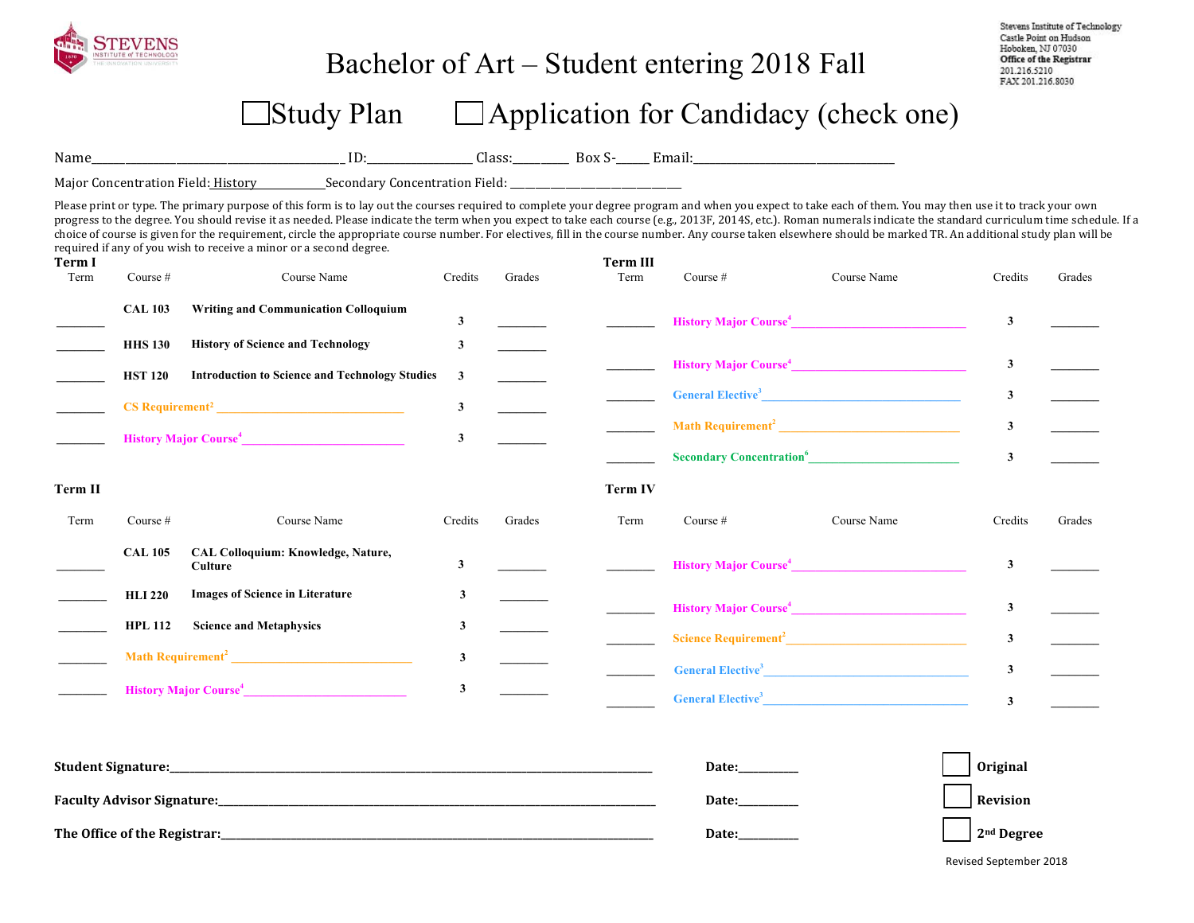STEVENS INSTITUTE of TECHNOLOGY

# Bachelor of Art – Student entering 2018 Fall

Stevens Institute of Technology
Castle Point on Hudson
Hoboken, NJ 07030
**Office of the Registrar**
201.216.5210
FAX 201.216.8030

☐ Study Plan ☐ Application for Candidacy (check one)

Name________________________________________ ID:________________ Class:_________ Box S-_____ Email:________________________________

Major Concentration Field: History____________Secondary Concentration Field: ______________________________

Please print or type. The primary purpose of this form is to lay out the courses required to complete your degree program and when you expect to take each of them. You may then use it to track your own progress to the degree. You should revise it as needed. Please indicate the term when you expect to take each course (e.g., 2013F, 2014S, etc.). Roman numerals indicate the standard curriculum time schedule. If a choice of course is given for the requirement, circle the appropriate course number. For electives, fill in the course number. Any course taken elsewhere should be marked TR. An additional study plan will be required if any of you wish to receive a minor or a second degree.

**Term I**

| Term | Course # | Course Name | Credits | Grades |
|---|---|---|---|---|
| ________ | **CAL 103** | **Writing and Communication Colloquium** | 3 | ________ |
| ________ | **HHS 130** | **History of Science and Technology** | 3 | ________ |
| ________ | **HST 120** | **Introduction to Science and Technology Studies** | 3 | ________ |
| ________ | CS Requirement[2] ______________________________ | | 3 | ________ |
| ________ | History Major Course[4] ______________________________ | | 3 | ________ |

**Term II**

| Term | Course # | Course Name | Credits | Grades |
|---|---|---|---|---|
| ________ | **CAL 105** | **CAL Colloquium: Knowledge, Nature, Culture** | 3 | ________ |
| ________ | **HLI 220** | **Images of Science in Literature** | 3 | ________ |
| ________ | **HPL 112** | **Science and Metaphysics** | 3 | ________ |
| ________ | Math Requirement[2] ______________________________ | | 3 | ________ |
| ________ | History Major Course[4] ______________________________ | | 3 | ________ |

**Term III**

| Term | Course # | Course Name | Credits | Grades |
|---|---|---|---|---|
| ________ | History Major Course[4] ______________________________ | | 3 | ________ |
| ________ | History Major Course[4] ______________________________ | | 3 | ________ |
| ________ | General Elective[3] ______________________________ | | 3 | ________ |
| ________ | Math Requirement[2] ______________________________ | | 3 | ________ |
| ________ | Secondary Concentration[6] ______________________________ | | 3 | ________ |

**Term IV**

| Term | Course # | Course Name | Credits | Grades |
|---|---|---|---|---|
| ________ | History Major Course[4] ______________________________ | | 3 | ________ |
| ________ | History Major Course[4] ______________________________ | | 3 | ________ |
| ________ | Science Requirement[2] ______________________________ | | 3 | ________ |
| ________ | General Elective[3] ______________________________ | | 3 | ________ |
| ________ | General Elective[3] ______________________________ | | 3 | ________ |

**Student Signature:**______________________________________________ **Date:**__________ ☐ **Original**

**Faculty Advisor Signature:**_________________________________________ **Date:**__________ ☐ **Revision**

**The Office of the Registrar:**________________________________________ **Date:**__________ ☐ **2nd Degree**

Revised September 2018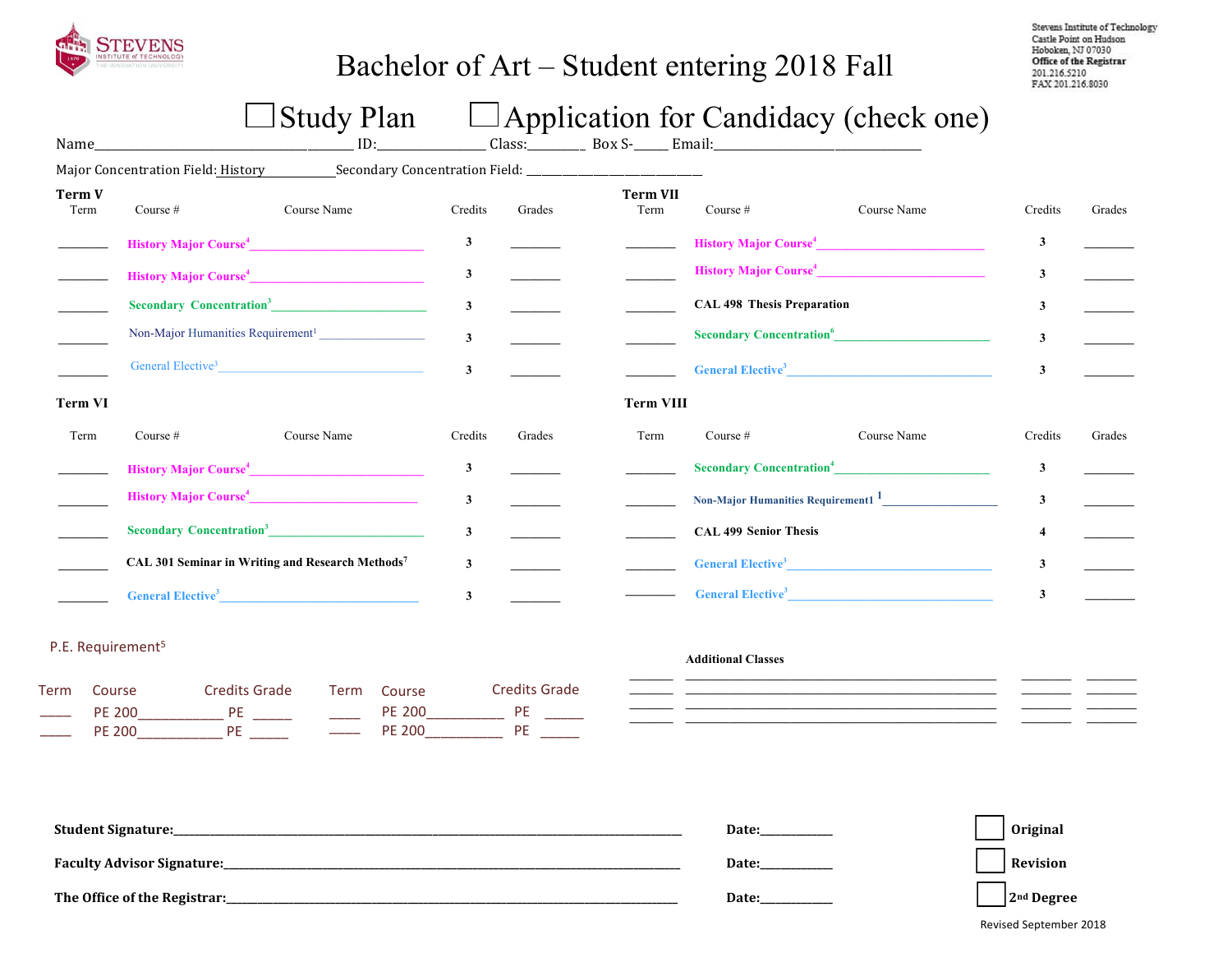STEVENS INSTITUTE of TECHNOLOGY

Stevens Institute of Technology
Castle Point on Hudson
Hoboken, NJ 07030
**Office of the Registrar**
201.216.5210
FAX 201.216.8030

# Bachelor of Art – Student entering 2018 Fall

☐ Study Plan ☐ Application for Candidacy (check one)

Name________________________ ID:____________ Class:________ Box S-_____ Email:______________________

Major Concentration Field: History Secondary Concentration Field: ______________________

### Term V

| Term | Course # | Course Name | Credits | Grades |
|---|---|---|---|---|
| ________ | History Major Course[4] ____________________ | | 3 | ________ |
| ________ | History Major Course[4] ____________________ | | 3 | ________ |
| ________ | Secondary Concentration[3] ____________________ | | 3 | ________ |
| ________ | Non-Major Humanities Requirement[1] ____________ | | 3 | ________ |
| ________ | General Elective[3] ____________________ | | 3 | ________ |

### Term VI

| Term | Course # | Course Name | Credits | Grades |
|---|---|---|---|---|
| ________ | History Major Course[4] ____________________ | | 3 | ________ |
| ________ | History Major Course[4] ____________________ | | 3 | ________ |
| ________ | Secondary Concentration[3] ____________________ | | 3 | ________ |
| ________ | CAL 301 Seminar in Writing and Research Methods[7] | | 3 | ________ |
| ________ | General Elective[3] ____________________ | | 3 | ________ |

### Term VII

| Term | Course # | Course Name | Credits | Grades |
|---|---|---|---|---|
| ________ | History Major Course[4] ____________________ | | 3 | ________ |
| ________ | History Major Course[4] ____________________ | | 3 | ________ |
| ________ | CAL 498 Thesis Preparation | | 3 | ________ |
| ________ | Secondary Concentration[6] ____________________ | | 3 | ________ |
| ________ | General Elective[3] ____________________ | | 3 | ________ |

### Term VIII

| Term | Course # | Course Name | Credits | Grades |
|---|---|---|---|---|
| ________ | Secondary Concentration[4] ____________________ | | 3 | ________ |
| ________ | Non-Major Humanities Requirement1 [1] ____________ | | 3 | ________ |
| ________ | CAL 499 Senior Thesis | | 4 | ________ |
| ________ | General Elective[3] ____________________ | | 3 | ________ |
| ________ | General Elective[3] ____________________ | | 3 | ________ |

### P.E. Requirement[5]

| Term | Course | Credits | Grade | Term | Course | Credits | Grade |
|---|---|---|---|---|---|---|---|
| _____ | PE 200____________ | PE | _____ | _____ | PE 200__________ | PE | _____ |
| _____ | PE 200____________ | PE | _____ | _____ | PE 200__________ | PE | _____ |

### Additional Classes

| | | | |
|---|---|---|---|
| ______ | ________________________________ | _______ | _______ |
| ______ | ________________________________ | _______ | _______ |
| ______ | ________________________________ | _______ | _______ |
| ______ | ________________________________ | _______ | _______ |

**Student Signature:**______________________________________ **Date:**__________ ☐ **Original**

**Faculty Advisor Signature:**________________________________ **Date:**__________ ☐ **Revision**

**The Office of the Registrar:**_______________________________ **Date:**__________ ☐ **2nd Degree**

Revised September 2018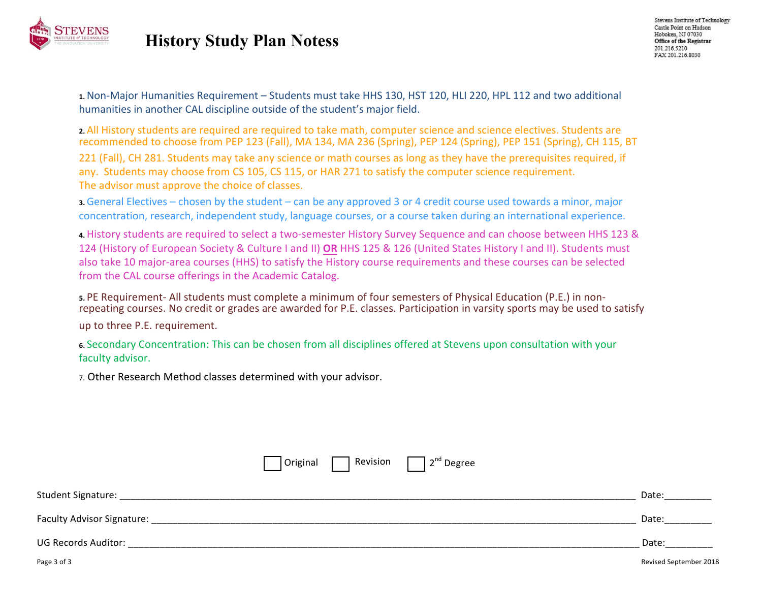# History Study Plan Notess

Stevens Institute of Technology
Castle Point on Hudson
Hoboken, NJ 07030
**Office of the Registrar**
201.216.5210
FAX 201.216.8030

1. Non-Major Humanities Requirement – Students must take HHS 130, HST 120, HLI 220, HPL 112 and two additional humanities in another CAL discipline outside of the student's major field.

2. All History students are required are required to take math, computer science and science electives. Students are recommended to choose from PEP 123 (Fall), MA 134, MA 236 (Spring), PEP 124 (Spring), PEP 151 (Spring), CH 115, BT 221 (Fall), CH 281. Students may take any science or math courses as long as they have the prerequisites required, if any. Students may choose from CS 105, CS 115, or HAR 271 to satisfy the computer science requirement. The advisor must approve the choice of classes.

3. General Electives – chosen by the student – can be any approved 3 or 4 credit course used towards a minor, major concentration, research, independent study, language courses, or a course taken during an international experience.

4. History students are required to select a two-semester History Survey Sequence and can choose between HHS 123 & 124 (History of European Society & Culture I and II) **OR** HHS 125 & 126 (United States History I and II). Students must also take 10 major-area courses (HHS) to satisfy the History course requirements and these courses can be selected from the CAL course offerings in the Academic Catalog.

5. PE Requirement- All students must complete a minimum of four semesters of Physical Education (P.E.) in non-repeating courses. No credit or grades are awarded for P.E. classes. Participation in varsity sports may be used to satisfy up to three P.E. requirement.

6. Secondary Concentration: This can be chosen from all disciplines offered at Stevens upon consultation with your faculty advisor.

7. Other Research Method classes determined with your advisor.

☐ Original ☐ Revision ☐ 2nd Degree

Student Signature: ______________________________ Date:________

Faculty Advisor Signature: ______________________________ Date:________

UG Records Auditor: ______________________________ Date:________

Revised September 2018